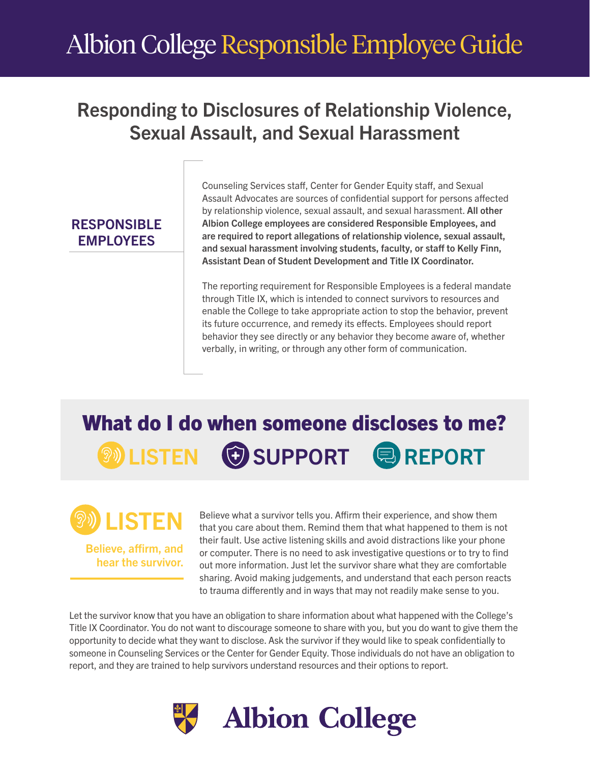# Albion College Responsible Employee Guide

## Responding to Disclosures of Relationship Violence, Sexual Assault, and Sexual Harassment

### RESPONSIBLE EMPLOYEES

Counseling Services staff, Center for Gender Equity staff, and Sexual Assault Advocates are sources of confidential support for persons affected by relationship violence, sexual assault, and sexual harassment. **All other Albion College employees are considered Responsible Employees, and are required to report allegations of relationship violence, sexual assault, and sexual harassment involving students, faculty, or staff to Kelly Finn, Assistant Dean of Student Development and Title IX Coordinator.**

The reporting requirement for Responsible Employees is a federal mandate through Title IX, which is intended to connect survivors to resources and enable the College to take appropriate action to stop the behavior, prevent its future occurrence, and remedy its effects. Employees should report behavior they see directly or any behavior they become aware of, whether verbally, in writing, or through any other form of communication.

## What do I do when someone discloses to me?

**LISTEN** **SUPPORT** **REPORT**

### LISTEN

**Believe, affirm, and hear the survivor.**

Believe what a survivor tells you. Affirm their experience, and show them that you care about them. Remind them that what happened to them is not their fault. Use active listening skills and avoid distractions like your phone or computer. There is no need to ask investigative questions or to try to find out more information. Just let the survivor share what they are comfortable sharing. Avoid making judgements, and understand that each person reacts to trauma differently and in ways that may not readily make sense to you.

Let the survivor know that you have an obligation to share information about what happened with the College's Title IX Coordinator. You do not want to discourage someone to share with you, but you do want to give them the opportunity to decide what they want to disclose. Ask the survivor if they would like to speak confidentially to someone in Counseling Services or the Center for Gender Equity. Those individuals do not have an obligation to report, and they are trained to help survivors understand resources and their options to report.

Albion College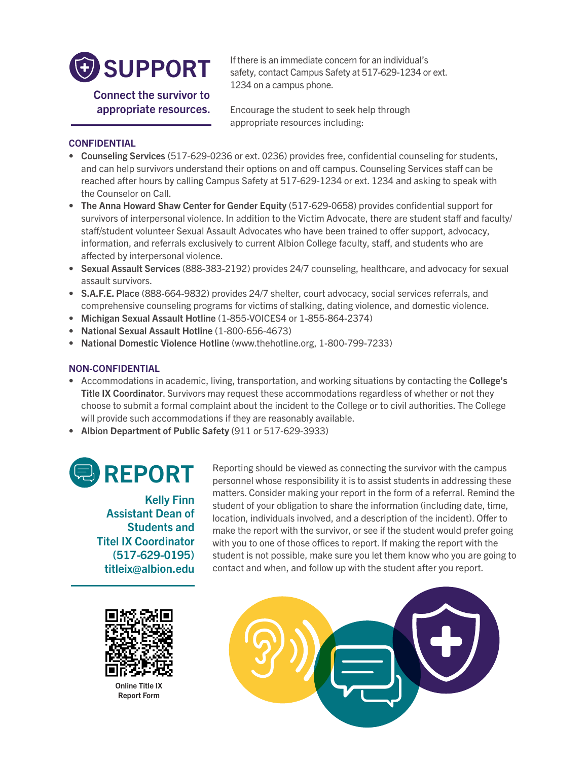# SUPPORT

**Connect the survivor to appropriate resources.**

If there is an immediate concern for an individual's safety, contact Campus Safety at 517-629-1234 or ext. 1234 on a campus phone.

Encourage the student to seek help through appropriate resources including:

### CONFIDENTIAL

- **Counseling Services** (517-629-0236 or ext. 0236) provides free, confidential counseling for students, and can help survivors understand their options on and off campus. Counseling Services staff can be reached after hours by calling Campus Safety at 517-629-1234 or ext. 1234 and asking to speak with the Counselor on Call.
- **The Anna Howard Shaw Center for Gender Equity** (517-629-0658) provides confidential support for survivors of interpersonal violence. In addition to the Victim Advocate, there are student staff and faculty/staff/student volunteer Sexual Assault Advocates who have been trained to offer support, advocacy, information, and referrals exclusively to current Albion College faculty, staff, and students who are affected by interpersonal violence.
- **Sexual Assault Services** (888-383-2192) provides 24/7 counseling, healthcare, and advocacy for sexual assault survivors.
- **S.A.F.E. Place** (888-664-9832) provides 24/7 shelter, court advocacy, social services referrals, and comprehensive counseling programs for victims of stalking, dating violence, and domestic violence.
- **Michigan Sexual Assault Hotline** (1-855-VOICES4 or 1-855-864-2374)
- **National Sexual Assault Hotline** (1-800-656-4673)
- **National Domestic Violence Hotline** (www.thehotline.org, 1-800-799-7233)

### NON-CONFIDENTIAL

- Accommodations in academic, living, transportation, and working situations by contacting the **College's Title IX Coordinator**. Survivors may request these accommodations regardless of whether or not they choose to submit a formal complaint about the incident to the College or to civil authorities. The College will provide such accommodations if they are reasonably available.
- **Albion Department of Public Safety** (911 or 517-629-3933)

# REPORT

**Kelly Finn**
**Assistant Dean of Students and Titel IX Coordinator**
**(517-629-0195)**
**titleix@albion.edu**

Reporting should be viewed as connecting the survivor with the campus personnel whose responsibility it is to assist students in addressing these matters. Consider making your report in the form of a referral. Remind the student of your obligation to share the information (including date, time, location, individuals involved, and a description of the incident). Offer to make the report with the survivor, or see if the student would prefer going with you to one of those offices to report. If making the report with the student is not possible, make sure you let them know who you are going to contact and when, and follow up with the student after you report.

Online Title IX Report Form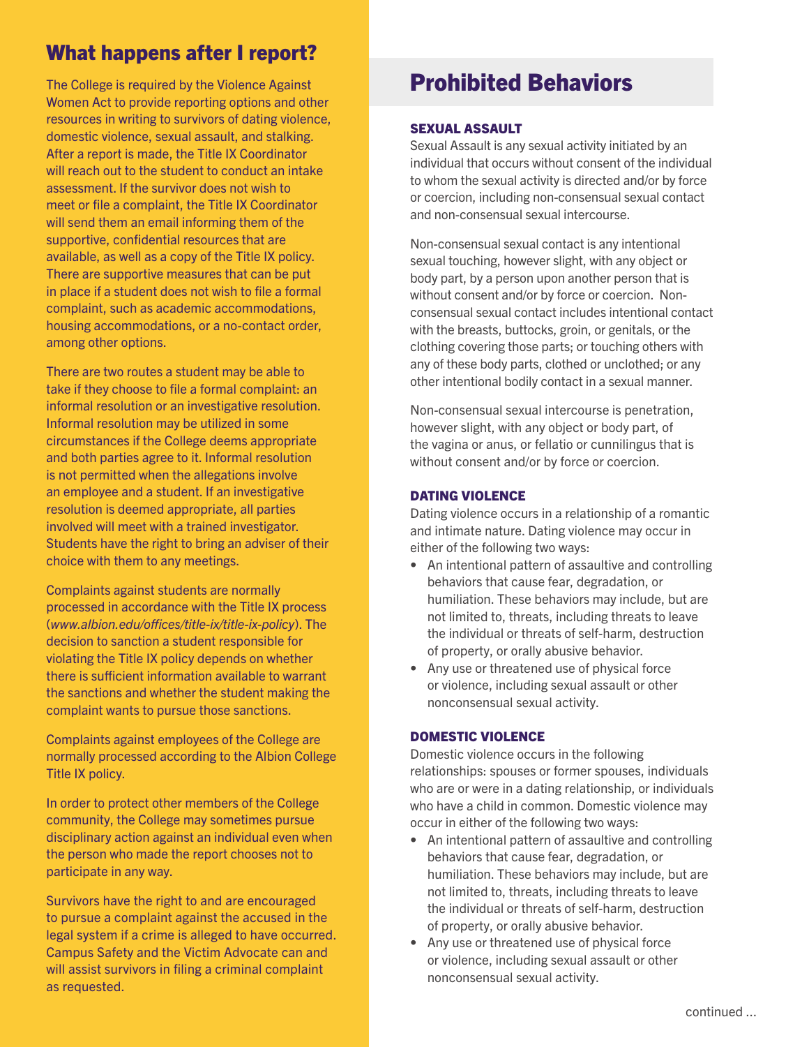## What happens after I report?

The College is required by the Violence Against Women Act to provide reporting options and other resources in writing to survivors of dating violence, domestic violence, sexual assault, and stalking. After a report is made, the Title IX Coordinator will reach out to the student to conduct an intake assessment. If the survivor does not wish to meet or file a complaint, the Title IX Coordinator will send them an email informing them of the supportive, confidential resources that are available, as well as a copy of the Title IX policy. There are supportive measures that can be put in place if a student does not wish to file a formal complaint, such as academic accommodations, housing accommodations, or a no-contact order, among other options.

There are two routes a student may be able to take if they choose to file a formal complaint: an informal resolution or an investigative resolution. Informal resolution may be utilized in some circumstances if the College deems appropriate and both parties agree to it. Informal resolution is not permitted when the allegations involve an employee and a student. If an investigative resolution is deemed appropriate, all parties involved will meet with a trained investigator. Students have the right to bring an adviser of their choice with them to any meetings.

Complaints against students are normally processed in accordance with the Title IX process (*www.albion.edu/offices/title-ix/title-ix-policy*). The decision to sanction a student responsible for violating the Title IX policy depends on whether there is sufficient information available to warrant the sanctions and whether the student making the complaint wants to pursue those sanctions.

Complaints against employees of the College are normally processed according to the Albion College Title IX policy.

In order to protect other members of the College community, the College may sometimes pursue disciplinary action against an individual even when the person who made the report chooses not to participate in any way.

Survivors have the right to and are encouraged to pursue a complaint against the accused in the legal system if a crime is alleged to have occurred. Campus Safety and the Victim Advocate can and will assist survivors in filing a criminal complaint as requested.

# Prohibited Behaviors

### SEXUAL ASSAULT

Sexual Assault is any sexual activity initiated by an individual that occurs without consent of the individual to whom the sexual activity is directed and/or by force or coercion, including non-consensual sexual contact and non-consensual sexual intercourse.

Non-consensual sexual contact is any intentional sexual touching, however slight, with any object or body part, by a person upon another person that is without consent and/or by force or coercion. Non-consensual sexual contact includes intentional contact with the breasts, buttocks, groin, or genitals, or the clothing covering those parts; or touching others with any of these body parts, clothed or unclothed; or any other intentional bodily contact in a sexual manner.

Non-consensual sexual intercourse is penetration, however slight, with any object or body part, of the vagina or anus, or fellatio or cunnilingus that is without consent and/or by force or coercion.

### DATING VIOLENCE

Dating violence occurs in a relationship of a romantic and intimate nature. Dating violence may occur in either of the following two ways:

- An intentional pattern of assaultive and controlling behaviors that cause fear, degradation, or humiliation. These behaviors may include, but are not limited to, threats, including threats to leave the individual or threats of self-harm, destruction of property, or orally abusive behavior.
- Any use or threatened use of physical force or violence, including sexual assault or other nonconsensual sexual activity.

### DOMESTIC VIOLENCE

Domestic violence occurs in the following relationships: spouses or former spouses, individuals who are or were in a dating relationship, or individuals who have a child in common. Domestic violence may occur in either of the following two ways:

- An intentional pattern of assaultive and controlling behaviors that cause fear, degradation, or humiliation. These behaviors may include, but are not limited to, threats, including threats to leave the individual or threats of self-harm, destruction of property, or orally abusive behavior.
- Any use or threatened use of physical force or violence, including sexual assault or other nonconsensual sexual activity.

continued ...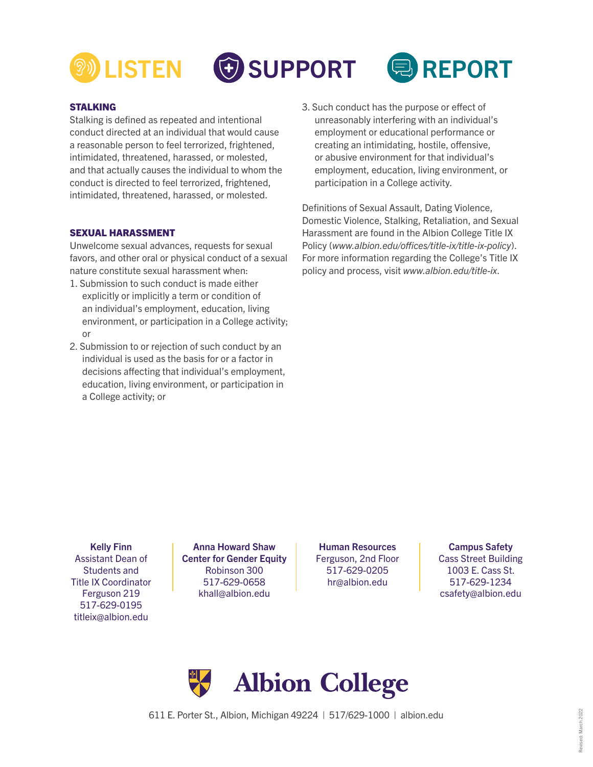# LISTEN SUPPORT REPORT

### STALKING

Stalking is defined as repeated and intentional conduct directed at an individual that would cause a reasonable person to feel terrorized, frightened, intimidated, threatened, harassed, or molested, and that actually causes the individual to whom the conduct is directed to feel terrorized, frightened, intimidated, threatened, harassed, or molested.

### SEXUAL HARASSMENT

Unwelcome sexual advances, requests for sexual favors, and other oral or physical conduct of a sexual nature constitute sexual harassment when:

1. Submission to such conduct is made either explicitly or implicitly a term or condition of an individual's employment, education, living environment, or participation in a College activity; or
2. Submission to or rejection of such conduct by an individual is used as the basis for or a factor in decisions affecting that individual's employment, education, living environment, or participation in a College activity; or
3. Such conduct has the purpose or effect of unreasonably interfering with an individual's employment or educational performance or creating an intimidating, hostile, offensive, or abusive environment for that individual's employment, education, living environment, or participation in a College activity.

Definitions of Sexual Assault, Dating Violence, Domestic Violence, Stalking, Retaliation, and Sexual Harassment are found in the Albion College Title IX Policy (*www.albion.edu/offices/title-ix/title-ix-policy*). For more information regarding the College's Title IX policy and process, visit *www.albion.edu/title-ix*.

**Kelly Finn**
Assistant Dean of Students and Title IX Coordinator
Ferguson 219
517-629-0195
titleix@albion.edu

**Anna Howard Shaw Center for Gender Equity**
Robinson 300
517-629-0658
khall@albion.edu

**Human Resources**
Ferguson, 2nd Floor
517-629-0205
hr@albion.edu

**Campus Safety**
Cass Street Building
1003 E. Cass St.
517-629-1234
csafety@albion.edu

**Albion College**

611 E. Porter St., Albion, Michigan 49224 | 517/629-1000 | albion.edu

Revised: March 2022